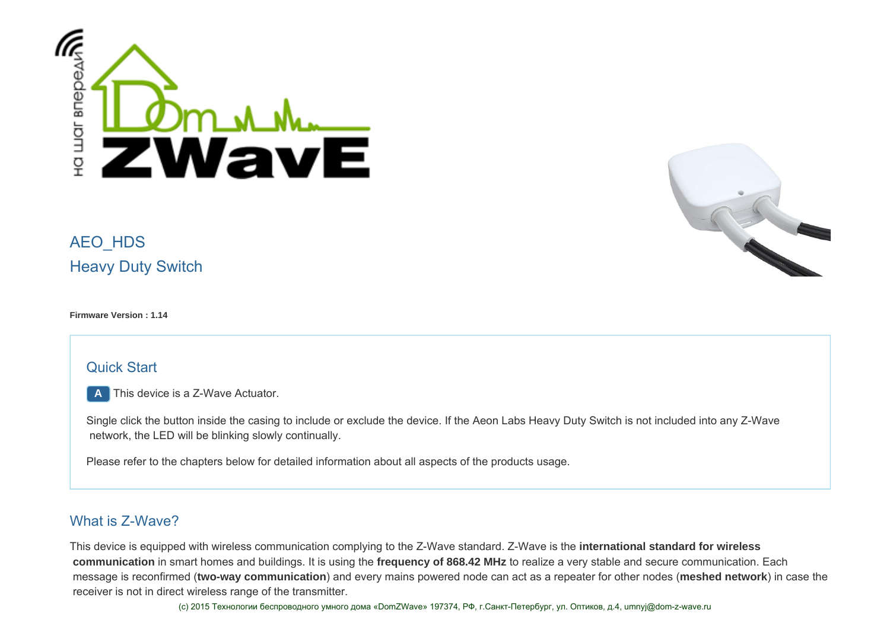# AEO_HDS
## Heavy Duty Switch

**Firmware Version : 1.14**

## Quick Start

**A** This device is a Z-Wave Actuator.

Single click the button inside the casing to include or exclude the device. If the Aeon Labs Heavy Duty Switch is not included into any Z-Wave network, the LED will be blinking slowly continually.

Please refer to the chapters below for detailed information about all aspects of the products usage.

## What is Z-Wave?

This device is equipped with wireless communication complying to the Z-Wave standard. Z-Wave is the **international standard for wireless communication** in smart homes and buildings. It is using the **frequency of 868.42 MHz** to realize a very stable and secure communication. Each message is reconfirmed (**two-way communication**) and every mains powered node can act as a repeater for other nodes (**meshed network**) in case the receiver is not in direct wireless range of the transmitter.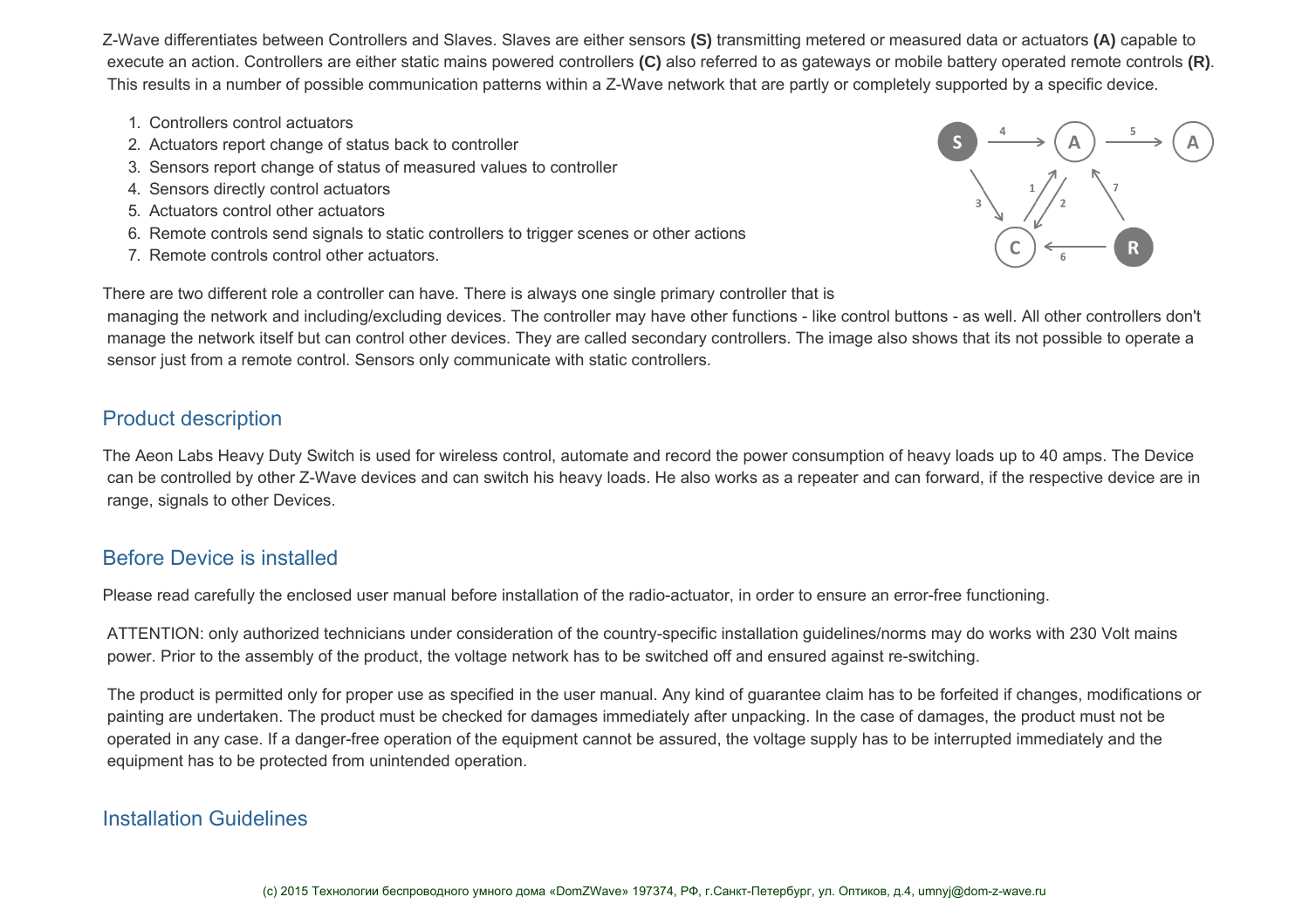Z-Wave differentiates between Controllers and Slaves. Slaves are either sensors **(S)** transmitting metered or measured data or actuators **(A)** capable to execute an action. Controllers are either static mains powered controllers **(C)** also referred to as gateways or mobile battery operated remote controls **(R)**. This results in a number of possible communication patterns within a Z-Wave network that are partly or completely supported by a specific device.

1. Controllers control actuators
2. Actuators report change of status back to controller
3. Sensors report change of status of measured values to controller
4. Sensors directly control actuators
5. Actuators control other actuators
6. Remote controls send signals to static controllers to trigger scenes or other actions
7. Remote controls control other actuators.

There are two different role a controller can have. There is always one single primary controller that is managing the network and including/excluding devices. The controller may have other functions - like control buttons - as well. All other controllers don't manage the network itself but can control other devices. They are called secondary controllers. The image also shows that its not possible to operate a sensor just from a remote control. Sensors only communicate with static controllers.

## Product description

The Aeon Labs Heavy Duty Switch is used for wireless control, automate and record the power consumption of heavy loads up to 40 amps. The Device can be controlled by other Z-Wave devices and can switch his heavy loads. He also works as a repeater and can forward, if the respective device are in range, signals to other Devices.

## Before Device is installed

Please read carefully the enclosed user manual before installation of the radio-actuator, in order to ensure an error-free functioning.

ATTENTION: only authorized technicians under consideration of the country-specific installation guidelines/norms may do works with 230 Volt mains power. Prior to the assembly of the product, the voltage network has to be switched off and ensured against re-switching.

The product is permitted only for proper use as specified in the user manual. Any kind of guarantee claim has to be forfeited if changes, modifications or painting are undertaken. The product must be checked for damages immediately after unpacking. In the case of damages, the product must not be operated in any case. If a danger-free operation of the equipment cannot be assured, the voltage supply has to be interrupted immediately and the equipment has to be protected from unintended operation.

## Installation Guidelines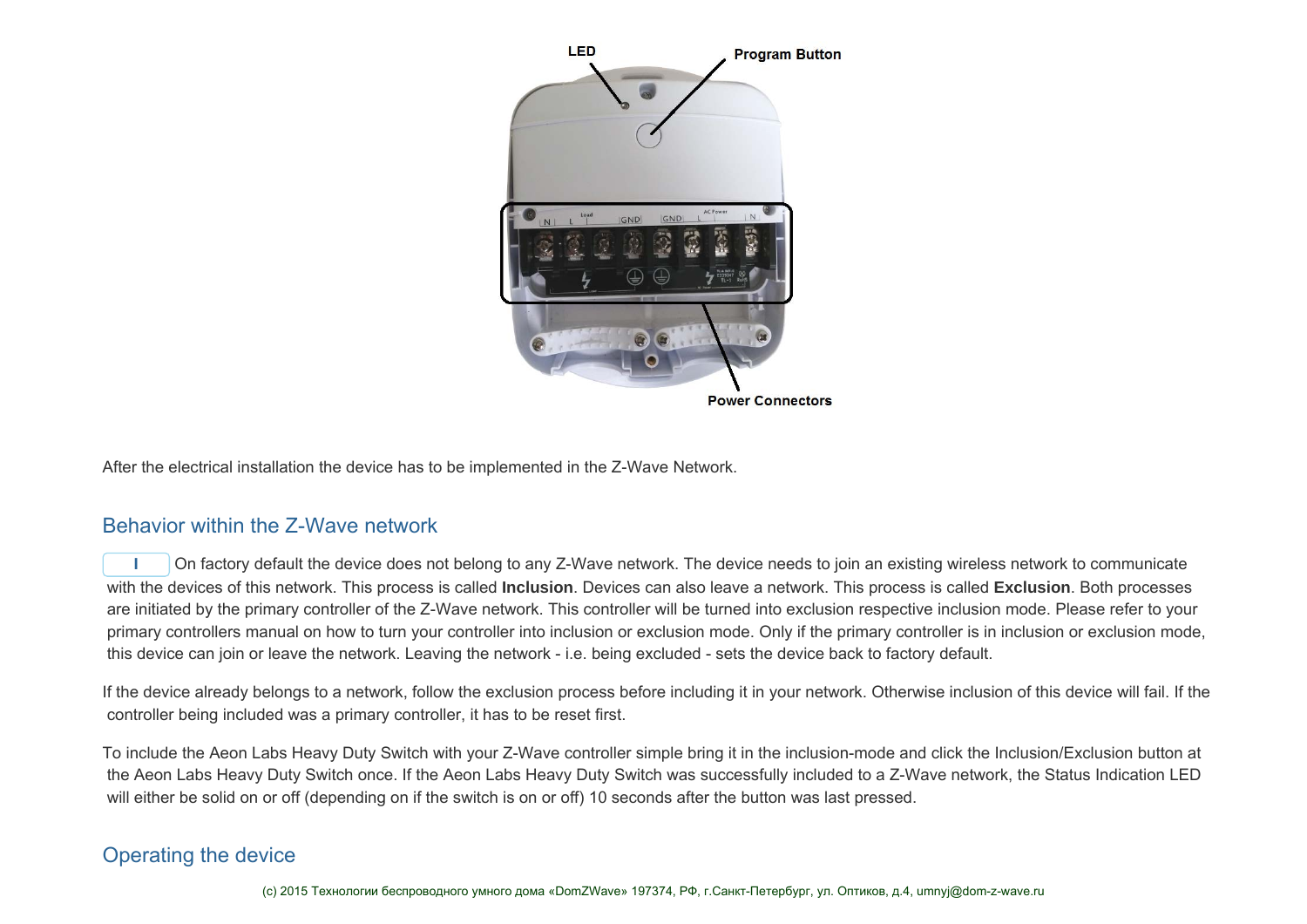After the electrical installation the device has to be implemented in the Z-Wave Network.

## Behavior within the Z-Wave network

I On factory default the device does not belong to any Z-Wave network. The device needs to join an existing wireless network to communicate with the devices of this network. This process is called **Inclusion**. Devices can also leave a network. This process is called **Exclusion**. Both processes are initiated by the primary controller of the Z-Wave network. This controller will be turned into exclusion respective inclusion mode. Please refer to your primary controllers manual on how to turn your controller into inclusion or exclusion mode. Only if the primary controller is in inclusion or exclusion mode, this device can join or leave the network. Leaving the network - i.e. being excluded - sets the device back to factory default.

If the device already belongs to a network, follow the exclusion process before including it in your network. Otherwise inclusion of this device will fail. If the controller being included was a primary controller, it has to be reset first.

To include the Aeon Labs Heavy Duty Switch with your Z-Wave controller simple bring it in the inclusion-mode and click the Inclusion/Exclusion button at the Aeon Labs Heavy Duty Switch once. If the Aeon Labs Heavy Duty Switch was successfully included to a Z-Wave network, the Status Indication LED will either be solid on or off (depending on if the switch is on or off) 10 seconds after the button was last pressed.

## Operating the device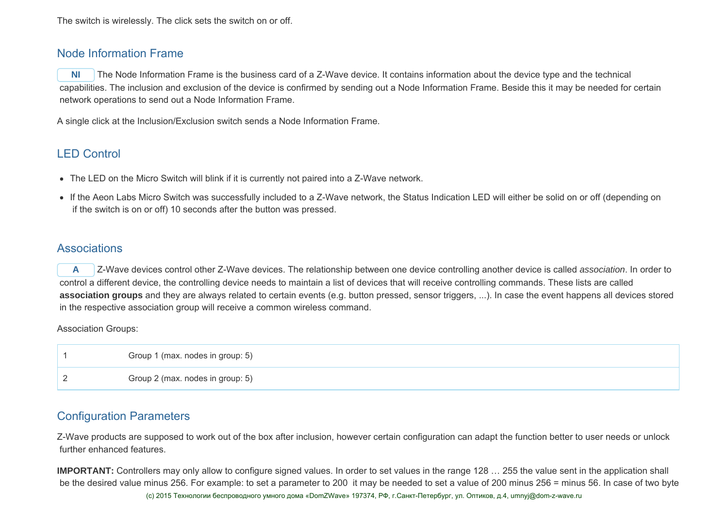The switch is wirelessly. The click sets the switch on or off.

## Node Information Frame

**NI** The Node Information Frame is the business card of a Z-Wave device. It contains information about the device type and the technical capabilities. The inclusion and exclusion of the device is confirmed by sending out a Node Information Frame. Beside this it may be needed for certain network operations to send out a Node Information Frame.

A single click at the Inclusion/Exclusion switch sends a Node Information Frame.

## LED Control

- The LED on the Micro Switch will blink if it is currently not paired into a Z-Wave network.
- If the Aeon Labs Micro Switch was successfully included to a Z-Wave network, the Status Indication LED will either be solid on or off (depending on if the switch is on or off) 10 seconds after the button was pressed.

## Associations

**A** Z-Wave devices control other Z-Wave devices. The relationship between one device controlling another device is called *association*. In order to control a different device, the controlling device needs to maintain a list of devices that will receive controlling commands. These lists are called **association groups** and they are always related to certain events (e.g. button pressed, sensor triggers, ...). In case the event happens all devices stored in the respective association group will receive a common wireless command.

Association Groups:

| | |
|---|---|
| 1 | Group 1 (max. nodes in group: 5) |
| 2 | Group 2 (max. nodes in group: 5) |

## Configuration Parameters

Z-Wave products are supposed to work out of the box after inclusion, however certain configuration can adapt the function better to user needs or unlock further enhanced features.

**IMPORTANT:** Controllers may only allow to configure signed values. In order to set values in the range 128 … 255 the value sent in the application shall be the desired value minus 256. For example: to set a parameter to 200 it may be needed to set a value of 200 minus 256 = minus 56. In case of two byte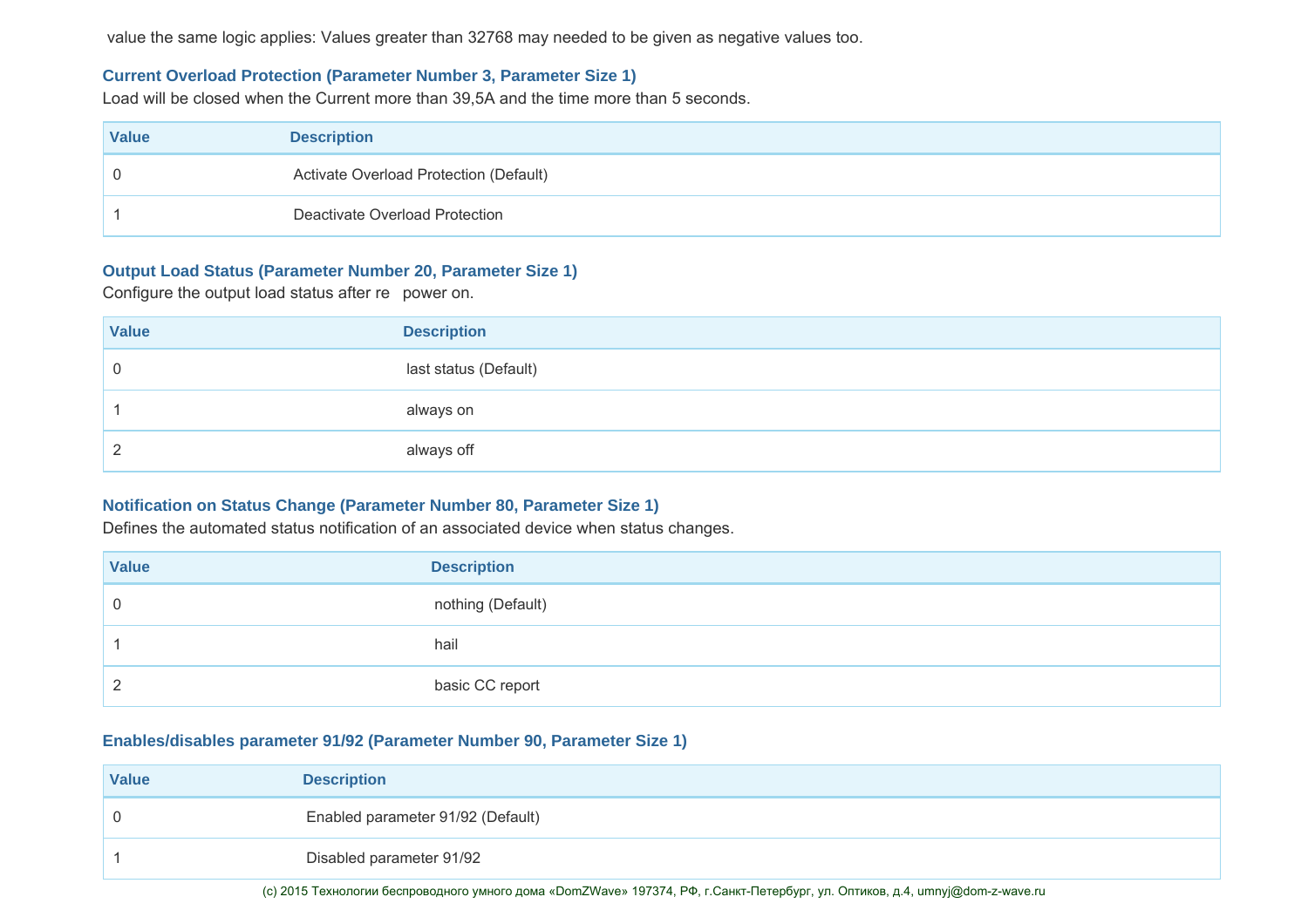value the same logic applies: Values greater than 32768 may needed to be given as negative values too.

### Current Overload Protection (Parameter Number 3, Parameter Size 1)

Load will be closed when the Current more than 39,5A and the time more than 5 seconds.

| Value | Description |
|---|---|
| 0 | Activate Overload Protection (Default) |
| 1 | Deactivate Overload Protection |

### Output Load Status (Parameter Number 20, Parameter Size 1)

Configure the output load status after re   power on.

| Value | Description |
|---|---|
| 0 | last status (Default) |
| 1 | always on |
| 2 | always off |

### Notification on Status Change (Parameter Number 80, Parameter Size 1)

Defines the automated status notification of an associated device when status changes.

| Value | Description |
|---|---|
| 0 | nothing (Default) |
| 1 | hail |
| 2 | basic CC report |

### Enables/disables parameter 91/92 (Parameter Number 90, Parameter Size 1)

| Value | Description |
|---|---|
| 0 | Enabled parameter 91/92 (Default) |
| 1 | Disabled parameter 91/92 |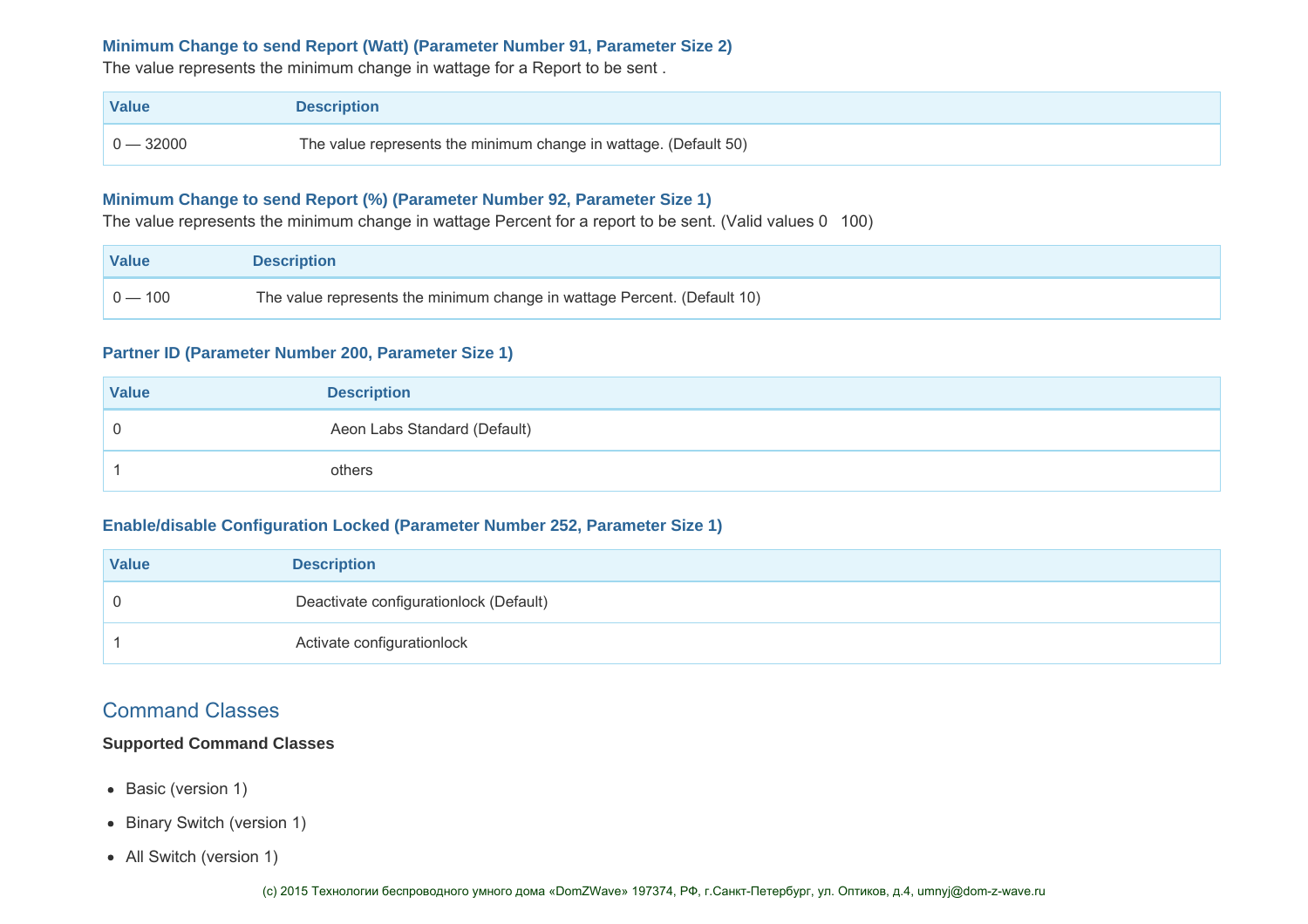### Minimum Change to send Report (Watt) (Parameter Number 91, Parameter Size 2)

The value represents the minimum change in wattage for a Report to be sent .

| Value | Description |
| --- | --- |
| 0 — 32000 | The value represents the minimum change in wattage. (Default 50) |

### Minimum Change to send Report (%) (Parameter Number 92, Parameter Size 1)

The value represents the minimum change in wattage Percent for a report to be sent. (Valid values 0 100)

| Value | Description |
| --- | --- |
| 0 — 100 | The value represents the minimum change in wattage Percent. (Default 10) |

### Partner ID (Parameter Number 200, Parameter Size 1)

| Value | Description |
| --- | --- |
| 0 | Aeon Labs Standard (Default) |
| 1 | others |

### Enable/disable Configuration Locked (Parameter Number 252, Parameter Size 1)

| Value | Description |
| --- | --- |
| 0 | Deactivate configurationlock (Default) |
| 1 | Activate configurationlock |

## Command Classes

**Supported Command Classes**

- Basic (version 1)
- Binary Switch (version 1)
- All Switch (version 1)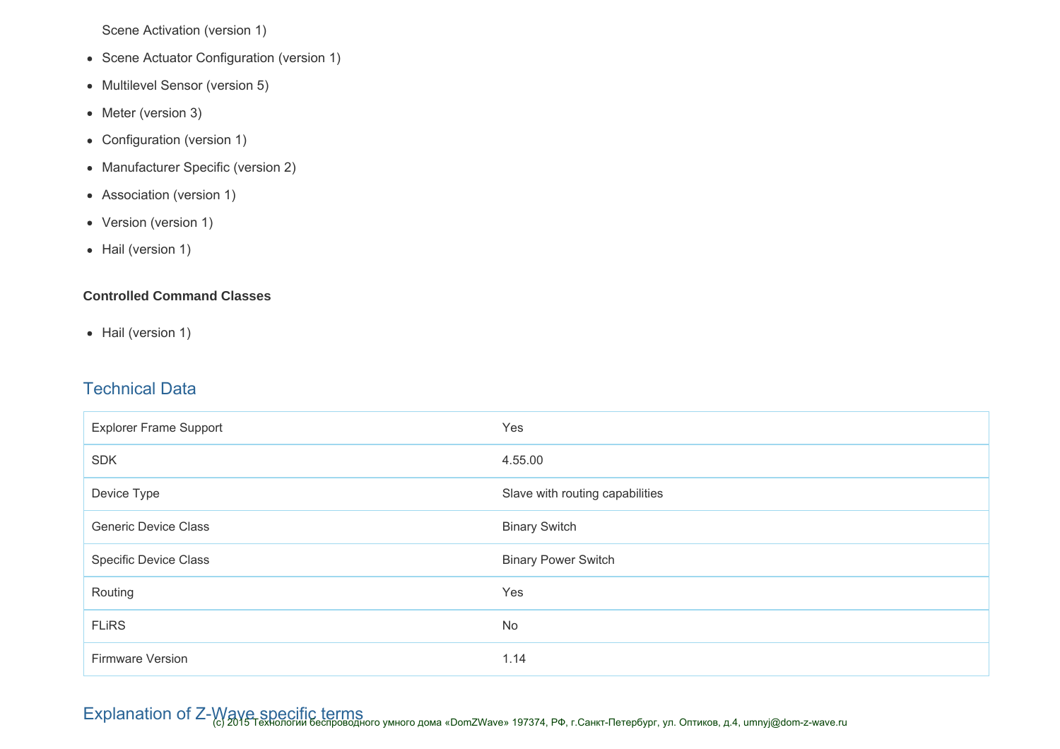- Scene Activation (version 1)
- Scene Actuator Configuration (version 1)
- Multilevel Sensor (version 5)
- Meter (version 3)
- Configuration (version 1)
- Manufacturer Specific (version 2)
- Association (version 1)
- Version (version 1)
- Hail (version 1)

**Controlled Command Classes**

- Hail (version 1)

## Technical Data

| | |
|---|---|
| Explorer Frame Support | Yes |
| SDK | 4.55.00 |
| Device Type | Slave with routing capabilities |
| Generic Device Class | Binary Switch |
| Specific Device Class | Binary Power Switch |
| Routing | Yes |
| FLiRS | No |
| Firmware Version | 1.14 |

## Explanation of Z-Wave specific terms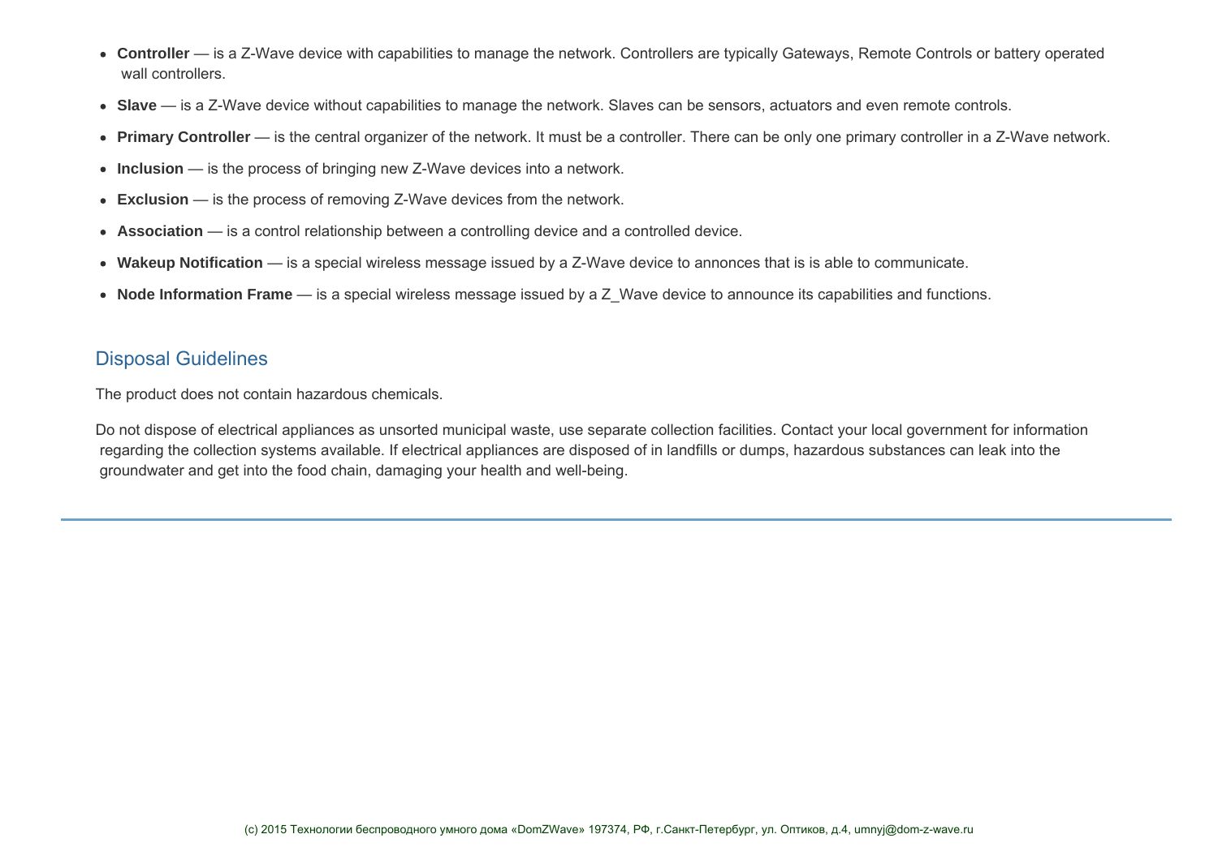- **Controller** — is a Z-Wave device with capabilities to manage the network. Controllers are typically Gateways, Remote Controls or battery operated wall controllers.
- **Slave** — is a Z-Wave device without capabilities to manage the network. Slaves can be sensors, actuators and even remote controls.
- **Primary Controller** — is the central organizer of the network. It must be a controller. There can be only one primary controller in a Z-Wave network.
- **Inclusion** — is the process of bringing new Z-Wave devices into a network.
- **Exclusion** — is the process of removing Z-Wave devices from the network.
- **Association** — is a control relationship between a controlling device and a controlled device.
- **Wakeup Notification** — is a special wireless message issued by a Z-Wave device to annonces that is is able to communicate.
- **Node Information Frame** — is a special wireless message issued by a Z_Wave device to announce its capabilities and functions.

## Disposal Guidelines

The product does not contain hazardous chemicals.

Do not dispose of electrical appliances as unsorted municipal waste, use separate collection facilities. Contact your local government for information regarding the collection systems available. If electrical appliances are disposed of in landfills or dumps, hazardous substances can leak into the groundwater and get into the food chain, damaging your health and well-being.